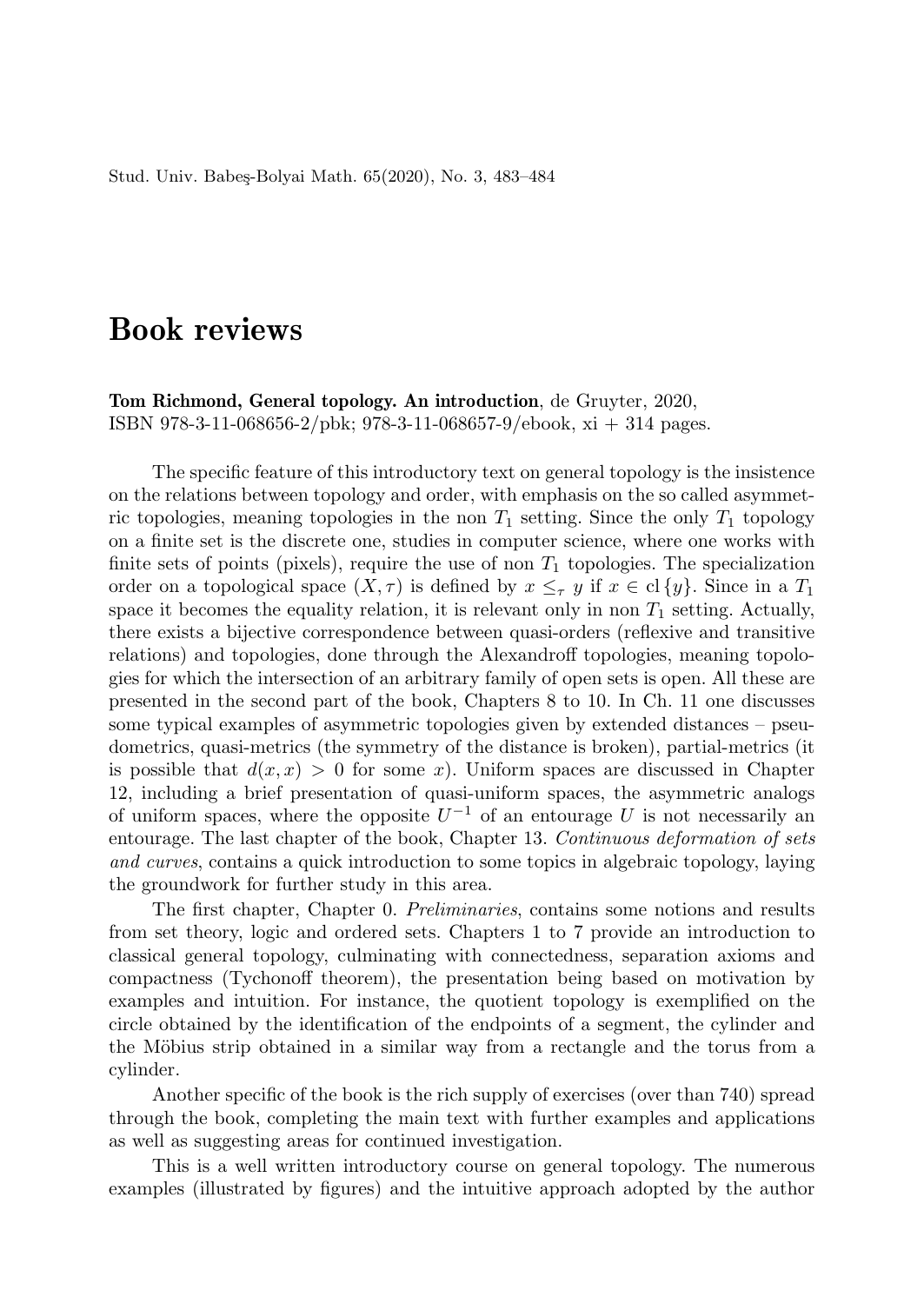# Book reviews

**Tom Richmond, General topology. An introduction**, de Gruyter, 2020, ISBN 978-3-11-068656-2/pbk; 978-3-11-068657-9/ebook, xi + 314 pages.

The specific feature of this introductory text on general topology is the insistence on the relations between topology and order, with emphasis on the so called asymmetric topologies, meaning topologies in the non $T_1$ setting. Since the only $T_1$ topology on a finite set is the discrete one, studies in computer science, where one works with finite sets of points (pixels), require the use of non $T_1$ topologies. The specialization order on a topological space $(X, \tau)$ is defined by $x \leq_\tau y$ if $x \in \operatorname{cl}\{y\}$. Since in a $T_1$ space it becomes the equality relation, it is relevant only in non $T_1$ setting. Actually, there exists a bijective correspondence between quasi-orders (reflexive and transitive relations) and topologies, done through the Alexandroff topologies, meaning topologies for which the intersection of an arbitrary family of open sets is open. All these are presented in the second part of the book, Chapters 8 to 10. In Ch. 11 one discusses some typical examples of asymmetric topologies given by extended distances – pseudometrics, quasi-metrics (the symmetry of the distance is broken), partial-metrics (it is possible that $d(x, x) > 0$ for some $x$). Uniform spaces are discussed in Chapter 12, including a brief presentation of quasi-uniform spaces, the asymmetric analogs of uniform spaces, where the opposite $U^{-1}$ of an entourage $U$ is not necessarily an entourage. The last chapter of the book, Chapter 13. *Continuous deformation of sets and curves*, contains a quick introduction to some topics in algebraic topology, laying the groundwork for further study in this area.

The first chapter, Chapter 0. *Preliminaries*, contains some notions and results from set theory, logic and ordered sets. Chapters 1 to 7 provide an introduction to classical general topology, culminating with connectedness, separation axioms and compactness (Tychonoff theorem), the presentation being based on motivation by examples and intuition. For instance, the quotient topology is exemplified on the circle obtained by the identification of the endpoints of a segment, the cylinder and the Möbius strip obtained in a similar way from a rectangle and the torus from a cylinder.

Another specific of the book is the rich supply of exercises (over than 740) spread through the book, completing the main text with further examples and applications as well as suggesting areas for continued investigation.

This is a well written introductory course on general topology. The numerous examples (illustrated by figures) and the intuitive approach adopted by the author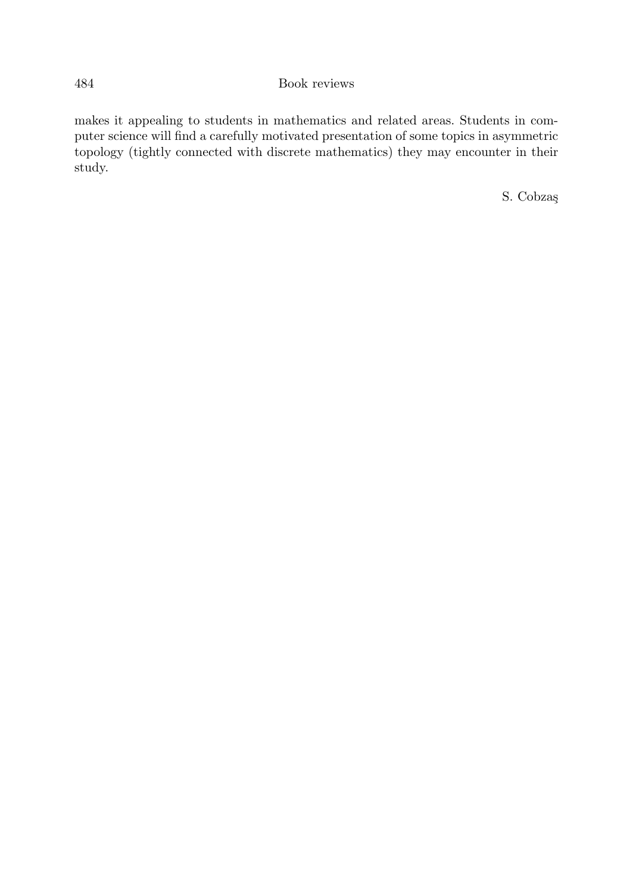makes it appealing to students in mathematics and related areas. Students in computer science will find a carefully motivated presentation of some topics in asymmetric topology (tightly connected with discrete mathematics) they may encounter in their study.

S. Cobzaş